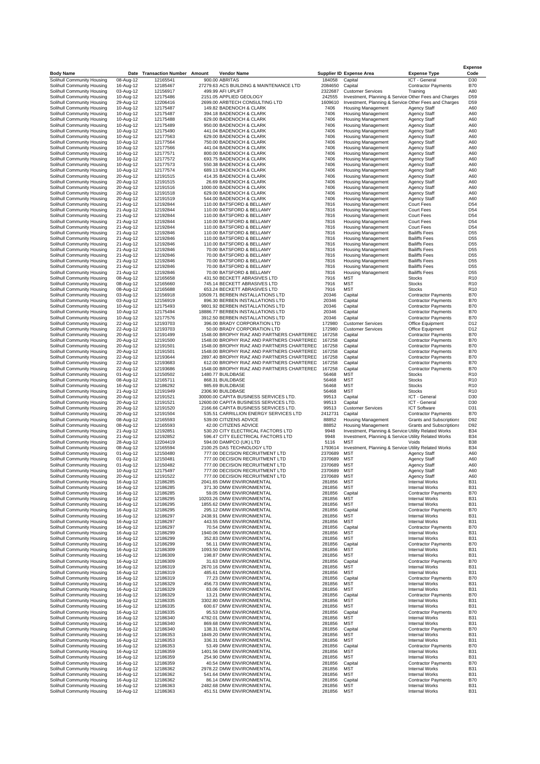| Body Name | Date | Transaction Number | Amount | Vendor Name | Supplier ID | Expense Area | Expense Type | Expense Code |
|---|---|---|---|---|---|---|---|---|
| Solihull Community Housing | 08-Aug-12 | 12165541 | 900.00 | ABRITAS | 184058 | Capital | ICT - General | D30 |
| Solihull Community Housing | 16-Aug-12 | 12185467 | 27279.63 | ACS BUILDING & MAINTENANCE LTD | 2084650 | Capital | Contractor Payments | B70 |
| Solihull Community Housing | 03-Aug-12 | 12156917 | 499.99 | AFI UPLIFT | 2322687 | Customer Services | Training | A80 |
| Solihull Community Housing | 10-Aug-12 | 12175486 | 2151.05 | APPLIED GEOLOGY | 242555 | Investment, Planning & Service | Other Fees and Charges | D59 |
| Solihull Community Housing | 29-Aug-12 | 12206416 | 2699.00 | ARBTECH CONSULTING LTD | 1609610 | Investment, Planning & Service | Other Fees and Charges | D59 |
| Solihull Community Housing | 10-Aug-12 | 12175487 | 149.82 | BADENOCH & CLARK | 7406 | Housing Management | Agency Staff | A60 |
| Solihull Community Housing | 10-Aug-12 | 12175487 | 394.18 | BADENOCH & CLARK | 7406 | Housing Management | Agency Staff | A60 |
| Solihull Community Housing | 10-Aug-12 | 12175488 | 629.00 | BADENOCH & CLARK | 7406 | Housing Management | Agency Staff | A60 |
| Solihull Community Housing | 10-Aug-12 | 12175489 | 950.00 | BADENOCH & CLARK | 7406 | Housing Management | Agency Staff | A60 |
| Solihull Community Housing | 10-Aug-12 | 12175490 | 441.04 | BADENOCH & CLARK | 7406 | Housing Management | Agency Staff | A60 |
| Solihull Community Housing | 10-Aug-12 | 12177563 | 629.00 | BADENOCH & CLARK | 7406 | Housing Management | Agency Staff | A60 |
| Solihull Community Housing | 10-Aug-12 | 12177564 | 750.00 | BADENOCH & CLARK | 7406 | Housing Management | Agency Staff | A60 |
| Solihull Community Housing | 10-Aug-12 | 12177566 | 441.04 | BADENOCH & CLARK | 7406 | Housing Management | Agency Staff | A60 |
| Solihull Community Housing | 10-Aug-12 | 12177571 | 800.00 | BADENOCH & CLARK | 7406 | Housing Management | Agency Staff | A60 |
| Solihull Community Housing | 10-Aug-12 | 12177572 | 693.75 | BADENOCH & CLARK | 7406 | Housing Management | Agency Staff | A60 |
| Solihull Community Housing | 10-Aug-12 | 12177573 | 550.38 | BADENOCH & CLARK | 7406 | Housing Management | Agency Staff | A60 |
| Solihull Community Housing | 10-Aug-12 | 12177574 | 689.13 | BADENOCH & CLARK | 7406 | Housing Management | Agency Staff | A60 |
| Solihull Community Housing | 20-Aug-12 | 12191515 | 414.35 | BADENOCH & CLARK | 7406 | Housing Management | Agency Staff | A60 |
| Solihull Community Housing | 20-Aug-12 | 12191515 | 26.69 | BADENOCH & CLARK | 7406 | Housing Management | Agency Staff | A60 |
| Solihull Community Housing | 20-Aug-12 | 12191516 | 1000.00 | BADENOCH & CLARK | 7406 | Housing Management | Agency Staff | A60 |
| Solihull Community Housing | 20-Aug-12 | 12191518 | 629.00 | BADENOCH & CLARK | 7406 | Housing Management | Agency Staff | A60 |
| Solihull Community Housing | 20-Aug-12 | 12191519 | 544.00 | BADENOCH & CLARK | 7406 | Housing Management | Agency Staff | A60 |
| Solihull Community Housing | 21-Aug-12 | 12192844 | 110.00 | BATSFORD & BELLAMY | 7816 | Housing Management | Court Fees | D54 |
| Solihull Community Housing | 21-Aug-12 | 12192844 | 110.00 | BATSFORD & BELLAMY | 7816 | Housing Management | Court Fees | D54 |
| Solihull Community Housing | 21-Aug-12 | 12192844 | 110.00 | BATSFORD & BELLAMY | 7816 | Housing Management | Court Fees | D54 |
| Solihull Community Housing | 21-Aug-12 | 12192844 | 110.00 | BATSFORD & BELLAMY | 7816 | Housing Management | Court Fees | D54 |
| Solihull Community Housing | 21-Aug-12 | 12192844 | 110.00 | BATSFORD & BELLAMY | 7816 | Housing Management | Court Fees | D54 |
| Solihull Community Housing | 21-Aug-12 | 12192844 | 110.00 | BATSFORD & BELLAMY | 7816 | Housing Management | Court Fees | D54 |
| Solihull Community Housing | 21-Aug-12 | 12192846 | 110.00 | BATSFORD & BELLAMY | 7816 | Housing Management | Bailiffs Fees | D55 |
| Solihull Community Housing | 21-Aug-12 | 12192846 | 110.00 | BATSFORD & BELLAMY | 7816 | Housing Management | Bailiffs Fees | D55 |
| Solihull Community Housing | 21-Aug-12 | 12192846 | 110.00 | BATSFORD & BELLAMY | 7816 | Housing Management | Bailiffs Fees | D55 |
| Solihull Community Housing | 21-Aug-12 | 12192846 | 70.00 | BATSFORD & BELLAMY | 7816 | Housing Management | Bailiffs Fees | D55 |
| Solihull Community Housing | 21-Aug-12 | 12192846 | 70.00 | BATSFORD & BELLAMY | 7816 | Housing Management | Bailiffs Fees | D55 |
| Solihull Community Housing | 21-Aug-12 | 12192846 | 70.00 | BATSFORD & BELLAMY | 7816 | Housing Management | Bailiffs Fees | D55 |
| Solihull Community Housing | 21-Aug-12 | 12192846 | 70.00 | BATSFORD & BELLAMY | 7816 | Housing Management | Bailiffs Fees | D55 |
| Solihull Community Housing | 21-Aug-12 | 12192846 | 70.00 | BATSFORD & BELLAMY | 7816 | Housing Management | Bailiffs Fees | D55 |
| Solihull Community Housing | 08-Aug-12 | 12165658 | 431.50 | BECKETT ABRASIVES LTD | 7916 | MST | Stocks | R10 |
| Solihull Community Housing | 08-Aug-12 | 12165660 | 745.14 | BECKETT ABRASIVES LTD | 7916 | MST | Stocks | R10 |
| Solihull Community Housing | 08-Aug-12 | 12165688 | 653.24 | BECKETT ABRASIVES LTD | 7916 | MST | Stocks | R10 |
| Solihull Community Housing | 03-Aug-12 | 12156918 | 10509.71 | BERBEN INSTALLATIONS LTD | 20346 | Capital | Contractor Payments | B70 |
| Solihull Community Housing | 03-Aug-12 | 12156919 | 896.30 | BERBEN INSTALLATIONS LTD | 20346 | Capital | Contractor Payments | B70 |
| Solihull Community Housing | 10-Aug-12 | 12175493 | 9801.92 | BERBEN INSTALLATIONS LTD | 20346 | Capital | Contractor Payments | B70 |
| Solihull Community Housing | 10-Aug-12 | 12175494 | 18886.77 | BERBEN INSTALLATIONS LTD | 20346 | Capital | Contractor Payments | B70 |
| Solihull Community Housing | 10-Aug-12 | 12177576 | 3912.50 | BERBEN INSTALLATIONS LTD | 20346 | Capital | Contractor Payments | B70 |
| Solihull Community Housing | 22-Aug-12 | 12193703 | 396.00 | BRADY CORPORATION LTD | 172980 | Customer Services | Office Equipment | D12 |
| Solihull Community Housing | 22-Aug-12 | 12193703 | 50.00 | BRADY CORPORATION LTD | 172980 | Customer Services | Office Equipment | D12 |
| Solihull Community Housing | 20-Aug-12 | 12191499 | 1548.00 | BROPHY RIAZ AND PARTNERS CHARTERED | 167258 | Capital | Contractor Payments | B70 |
| Solihull Community Housing | 20-Aug-12 | 12191500 | 1548.00 | BROPHY RIAZ AND PARTNERS CHARTERED | 167258 | Capital | Contractor Payments | B70 |
| Solihull Community Housing | 20-Aug-12 | 12191501 | 1548.00 | BROPHY RIAZ AND PARTNERS CHARTERED | 167258 | Capital | Contractor Payments | B70 |
| Solihull Community Housing | 20-Aug-12 | 12191501 | 1548.00 | BROPHY RIAZ AND PARTNERS CHARTERED | 167258 | Capital | Contractor Payments | B70 |
| Solihull Community Housing | 22-Aug-12 | 12193644 | 2897.40 | BROPHY RIAZ AND PARTNERS CHARTERED | 167258 | Capital | Contractor Payments | B70 |
| Solihull Community Housing | 22-Aug-12 | 12193683 | 612.00 | BROPHY RIAZ AND PARTNERS CHARTERED | 167258 | Capital | Contractor Payments | B70 |
| Solihull Community Housing | 22-Aug-12 | 12193686 | 1548.00 | BROPHY RIAZ AND PARTNERS CHARTERED | 167258 | Capital | Contractor Payments | B70 |
| Solihull Community Housing | 01-Aug-12 | 12150502 | 1480.77 | BUILDBASE | 56468 | MST | Stocks | R10 |
| Solihull Community Housing | 08-Aug-12 | 12165711 | 868.31 | BUILDBASE | 56468 | MST | Stocks | R10 |
| Solihull Community Housing | 16-Aug-12 | 12186292 | 985.69 | BUILDBASE | 56468 | MST | Stocks | R10 |
| Solihull Community Housing | 21-Aug-12 | 12191949 | 2306.90 | BUILDBASE | 56468 | MST | Stocks | R10 |
| Solihull Community Housing | 20-Aug-12 | 12191521 | 30000.00 | CAPITA BUSINESS SERVICES LTD. | 99513 | Capital | ICT - General | D30 |
| Solihull Community Housing | 20-Aug-12 | 12191521 | 12600.00 | CAPITA BUSINESS SERVICES LTD. | 99513 | Capital | ICT - General | D30 |
| Solihull Community Housing | 20-Aug-12 | 12191520 | 2166.66 | CAPITA BUSINESS SERVICES LTD. | 99513 | Customer Services | ICT Software | D31 |
| Solihull Community Housing | 20-Aug-12 | 12191504 | 535.51 | CARRILLION ENERGY SERVICES LTD | 2412731 | Capital | Contractor Payments | B70 |
| Solihull Community Housing | 08-Aug-12 | 12165593 | 539.00 | CITIZENS ADVICE | 88852 | Housing Management | Grants and Subscriptions | D92 |
| Solihull Community Housing | 08-Aug-12 | 12165593 | 42.00 | CITIZENS ADVICE | 88852 | Housing Management | Grants and Subscriptions | D92 |
| Solihull Community Housing | 21-Aug-12 | 12192851 | 530.20 | CITY ELECTRICAL FACTORS LTD | 9948 | Investment, Planning & Service | Utility Related Works | B34 |
| Solihull Community Housing | 21-Aug-12 | 12192852 | 596.47 | CITY ELECTRICAL FACTORS LTD | 9948 | Investment, Planning & Service | Utility Related Works | B34 |
| Solihull Community Housing | 28-Aug-12 | 12204419 | 594.00 | DAMPCO (UK) LTD | 5116 | MST | Voids | B38 |
| Solihull Community Housing | 08-Aug-12 | 12165594 | 2100.25 | DAS TECHNOLOGY LTD | 1793614 | Investment, Planning & Service | Utility Related Works | B34 |
| Solihull Community Housing | 01-Aug-12 | 12150480 | 777.00 | DECISION RECRUITMENT LTD | 2370689 | MST | Agency Staff | A60 |
| Solihull Community Housing | 01-Aug-12 | 12150481 | 777.00 | DECISION RECRUITMENT LTD | 2370689 | MST | Agency Staff | A60 |
| Solihull Community Housing | 01-Aug-12 | 12150482 | 777.00 | DECISION RECRUITMENT LTD | 2370689 | MST | Agency Staff | A60 |
| Solihull Community Housing | 10-Aug-12 | 12175497 | 777.00 | DECISION RECRUITMENT LTD | 2370689 | MST | Agency Staff | A60 |
| Solihull Community Housing | 20-Aug-12 | 12191522 | 777.00 | DECISION RECRUITMENT LTD | 2370689 | MST | Agency Staff | A60 |
| Solihull Community Housing | 16-Aug-12 | 12186285 | 2041.65 | DMW ENVIRONMENTAL | 281856 | MST | Internal Works | B31 |
| Solihull Community Housing | 16-Aug-12 | 12186285 | 371.30 | DMW ENVIRONMENTAL | 281856 | MST | Internal Works | B31 |
| Solihull Community Housing | 16-Aug-12 | 12186285 | 59.05 | DMW ENVIRONMENTAL | 281856 | Capital | Contractor Payments | B70 |
| Solihull Community Housing | 16-Aug-12 | 12186295 | 10203.26 | DMW ENVIRONMENTAL | 281856 | MST | Internal Works | B31 |
| Solihull Community Housing | 16-Aug-12 | 12186295 | 1855.62 | DMW ENVIRONMENTAL | 281856 | MST | Internal Works | B31 |
| Solihull Community Housing | 16-Aug-12 | 12186295 | 295.12 | DMW ENVIRONMENTAL | 281856 | Capital | Contractor Payments | B70 |
| Solihull Community Housing | 16-Aug-12 | 12186297 | 2438.91 | DMW ENVIRONMENTAL | 281856 | MST | Internal Works | B31 |
| Solihull Community Housing | 16-Aug-12 | 12186297 | 443.55 | DMW ENVIRONMENTAL | 281856 | MST | Internal Works | B31 |
| Solihull Community Housing | 16-Aug-12 | 12186297 | 70.54 | DMW ENVIRONMENTAL | 281856 | Capital | Contractor Payments | B70 |
| Solihull Community Housing | 16-Aug-12 | 12186299 | 1940.06 | DMW ENVIRONMENTAL | 281856 | MST | Internal Works | B31 |
| Solihull Community Housing | 16-Aug-12 | 12186299 | 352.83 | DMW ENVIRONMENTAL | 281856 | MST | Internal Works | B31 |
| Solihull Community Housing | 16-Aug-12 | 12186299 | 56.11 | DMW ENVIRONMENTAL | 281856 | Capital | Contractor Payments | B70 |
| Solihull Community Housing | 16-Aug-12 | 12186309 | 1093.50 | DMW ENVIRONMENTAL | 281856 | MST | Internal Works | B31 |
| Solihull Community Housing | 16-Aug-12 | 12186309 | 198.87 | DMW ENVIRONMENTAL | 281856 | MST | Internal Works | B31 |
| Solihull Community Housing | 16-Aug-12 | 12186309 | 31.63 | DMW ENVIRONMENTAL | 281856 | Capital | Contractor Payments | B70 |
| Solihull Community Housing | 16-Aug-12 | 12186319 | 2670.16 | DMW ENVIRONMENTAL | 281856 | MST | Internal Works | B31 |
| Solihull Community Housing | 16-Aug-12 | 12186319 | 485.61 | DMW ENVIRONMENTAL | 281856 | MST | Internal Works | B31 |
| Solihull Community Housing | 16-Aug-12 | 12186319 | 77.23 | DMW ENVIRONMENTAL | 281856 | Capital | Contractor Payments | B70 |
| Solihull Community Housing | 16-Aug-12 | 12186329 | 456.73 | DMW ENVIRONMENTAL | 281856 | MST | Internal Works | B31 |
| Solihull Community Housing | 16-Aug-12 | 12186329 | 83.06 | DMW ENVIRONMENTAL | 281856 | MST | Internal Works | B31 |
| Solihull Community Housing | 16-Aug-12 | 12186329 | 13.21 | DMW ENVIRONMENTAL | 281856 | Capital | Contractor Payments | B70 |
| Solihull Community Housing | 16-Aug-12 | 12186335 | 3302.80 | DMW ENVIRONMENTAL | 281856 | MST | Internal Works | B31 |
| Solihull Community Housing | 16-Aug-12 | 12186335 | 600.67 | DMW ENVIRONMENTAL | 281856 | MST | Internal Works | B31 |
| Solihull Community Housing | 16-Aug-12 | 12186335 | 95.53 | DMW ENVIRONMENTAL | 281856 | Capital | Contractor Payments | B70 |
| Solihull Community Housing | 16-Aug-12 | 12186340 | 4782.01 | DMW ENVIRONMENTAL | 281856 | MST | Internal Works | B31 |
| Solihull Community Housing | 16-Aug-12 | 12186340 | 869.68 | DMW ENVIRONMENTAL | 281856 | MST | Internal Works | B31 |
| Solihull Community Housing | 16-Aug-12 | 12186340 | 138.31 | DMW ENVIRONMENTAL | 281856 | Capital | Contractor Payments | B70 |
| Solihull Community Housing | 16-Aug-12 | 12186353 | 1849.20 | DMW ENVIRONMENTAL | 281856 | MST | Internal Works | B31 |
| Solihull Community Housing | 16-Aug-12 | 12186353 | 336.31 | DMW ENVIRONMENTAL | 281856 | MST | Internal Works | B31 |
| Solihull Community Housing | 16-Aug-12 | 12186353 | 53.49 | DMW ENVIRONMENTAL | 281856 | Capital | Contractor Payments | B70 |
| Solihull Community Housing | 16-Aug-12 | 12186359 | 1401.56 | DMW ENVIRONMENTAL | 281856 | MST | Internal Works | B31 |
| Solihull Community Housing | 16-Aug-12 | 12186359 | 254.90 | DMW ENVIRONMENTAL | 281856 | MST | Internal Works | B31 |
| Solihull Community Housing | 16-Aug-12 | 12186359 | 40.54 | DMW ENVIRONMENTAL | 281856 | Capital | Contractor Payments | B70 |
| Solihull Community Housing | 16-Aug-12 | 12186362 | 2978.22 | DMW ENVIRONMENTAL | 281856 | MST | Internal Works | B31 |
| Solihull Community Housing | 16-Aug-12 | 12186362 | 541.64 | DMW ENVIRONMENTAL | 281856 | MST | Internal Works | B31 |
| Solihull Community Housing | 16-Aug-12 | 12186362 | 86.14 | DMW ENVIRONMENTAL | 281856 | Capital | Contractor Payments | B70 |
| Solihull Community Housing | 16-Aug-12 | 12186363 | 2482.68 | DMW ENVIRONMENTAL | 281856 | MST | Internal Works | B31 |
| Solihull Community Housing | 16-Aug-12 | 12186363 | 451.51 | DMW ENVIRONMENTAL | 281856 | MST | Internal Works | B31 |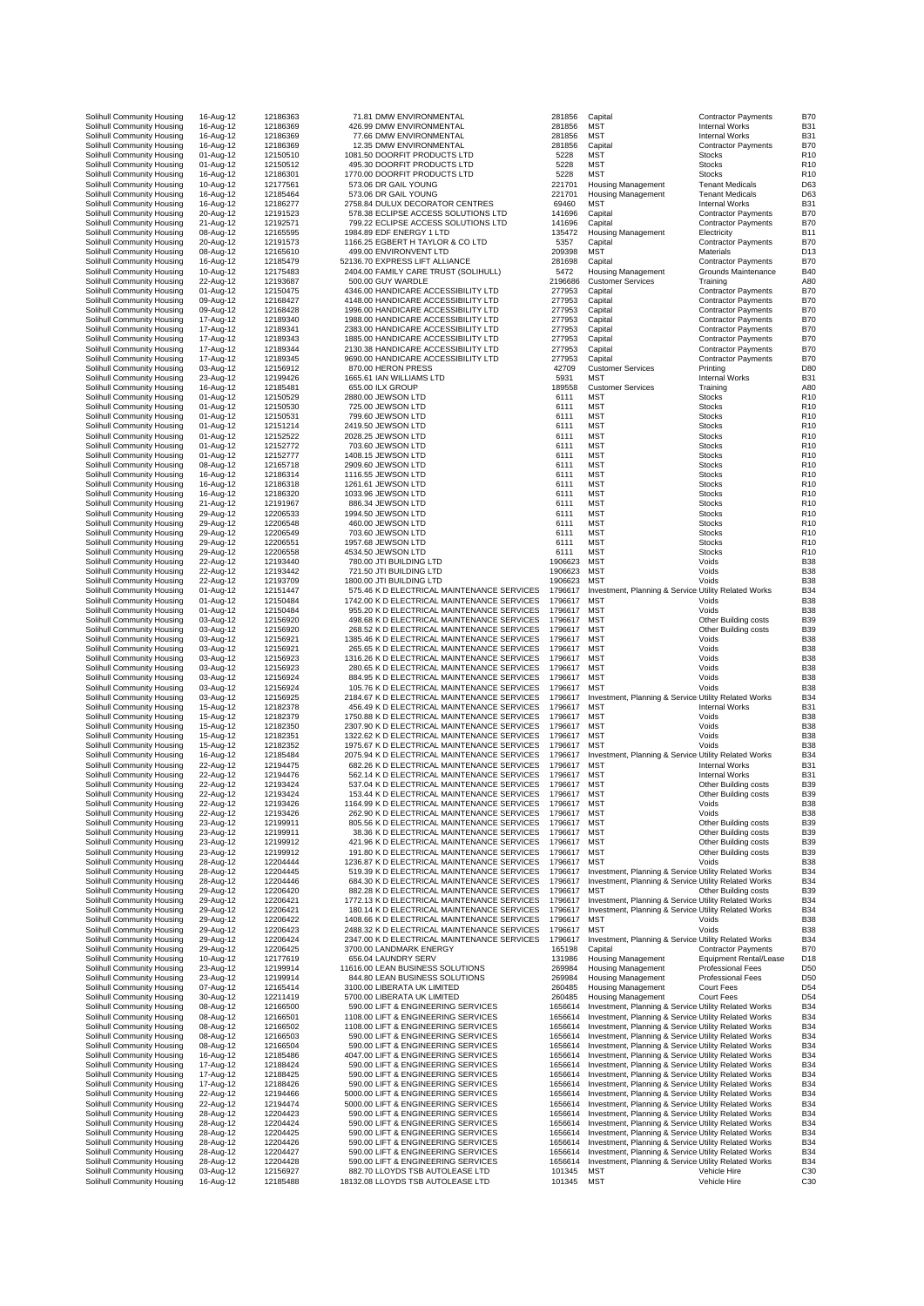| | | | | | | | | |
|---|---|---|---|---|---|---|---|---|
| Solihull Community Housing | 16-Aug-12 | 12186363 | 71.81 | DMW ENVIRONMENTAL | 281856 | Capital | Contractor Payments | B70 |
| Solihull Community Housing | 16-Aug-12 | 12186369 | 426.99 | DMW ENVIRONMENTAL | 281856 | MST | Internal Works | B31 |
| Solihull Community Housing | 16-Aug-12 | 12186369 | 77.66 | DMW ENVIRONMENTAL | 281856 | MST | Internal Works | B31 |
| Solihull Community Housing | 16-Aug-12 | 12186369 | 12.35 | DMW ENVIRONMENTAL | 281856 | Capital | Contractor Payments | B70 |
| Solihull Community Housing | 01-Aug-12 | 12150510 | 1081.50 | DOORFIT PRODUCTS LTD | 5228 | MST | Stocks | R10 |
| Solihull Community Housing | 01-Aug-12 | 12150512 | 495.30 | DOORFIT PRODUCTS LTD | 5228 | MST | Stocks | R10 |
| Solihull Community Housing | 16-Aug-12 | 12186301 | 1770.00 | DOORFIT PRODUCTS LTD | 5228 | MST | Stocks | R10 |
| Solihull Community Housing | 10-Aug-12 | 12177561 | 573.06 | DR GAIL YOUNG | 221701 | Housing Management | Tenant Medicals | D63 |
| Solihull Community Housing | 16-Aug-12 | 12185464 | 573.06 | DR GAIL YOUNG | 221701 | Housing Management | Tenant Medicals | D63 |
| Solihull Community Housing | 16-Aug-12 | 12186277 | 2758.84 | DULUX DECORATOR CENTRES | 69460 | MST | Internal Works | B31 |
| Solihull Community Housing | 20-Aug-12 | 12191523 | 578.38 | ECLIPSE ACCESS SOLUTIONS LTD | 141696 | Capital | Contractor Payments | B70 |
| Solihull Community Housing | 21-Aug-12 | 12192571 | 799.22 | ECLIPSE ACCESS SOLUTIONS LTD | 141696 | Capital | Contractor Payments | B70 |
| Solihull Community Housing | 08-Aug-12 | 12165595 | 1984.89 | EDF ENERGY 1 LTD | 135472 | Housing Management | Electricity | B11 |
| Solihull Community Housing | 20-Aug-12 | 12191573 | 1166.25 | EGBERT H TAYLOR & CO LTD | 5357 | Capital | Contractor Payments | B70 |
| Solihull Community Housing | 08-Aug-12 | 12165610 | 499.00 | ENVIRONVENT LTD | 209398 | MST | Materials | D13 |
| Solihull Community Housing | 16-Aug-12 | 12185479 | 52136.70 | EXPRESS LIFT ALLIANCE | 281698 | Capital | Contractor Payments | B70 |
| Solihull Community Housing | 10-Aug-12 | 12175483 | 2404.00 | FAMILY CARE TRUST (SOLIHULL) | 5472 | Housing Management | Grounds Maintenance | B40 |
| Solihull Community Housing | 22-Aug-12 | 12193687 | 500.00 | GUY WARDLE | 2196686 | Customer Services | Training | A80 |
| Solihull Community Housing | 01-Aug-12 | 12150475 | 4346.00 | HANDICARE ACCESSIBILITY LTD | 277953 | Capital | Contractor Payments | B70 |
| Solihull Community Housing | 09-Aug-12 | 12168427 | 4148.00 | HANDICARE ACCESSIBILITY LTD | 277953 | Capital | Contractor Payments | B70 |
| Solihull Community Housing | 09-Aug-12 | 12168428 | 1996.00 | HANDICARE ACCESSIBILITY LTD | 277953 | Capital | Contractor Payments | B70 |
| Solihull Community Housing | 17-Aug-12 | 12189340 | 1988.00 | HANDICARE ACCESSIBILITY LTD | 277953 | Capital | Contractor Payments | B70 |
| Solihull Community Housing | 17-Aug-12 | 12189341 | 2383.00 | HANDICARE ACCESSIBILITY LTD | 277953 | Capital | Contractor Payments | B70 |
| Solihull Community Housing | 17-Aug-12 | 12189343 | 1885.00 | HANDICARE ACCESSIBILITY LTD | 277953 | Capital | Contractor Payments | B70 |
| Solihull Community Housing | 17-Aug-12 | 12189344 | 2130.38 | HANDICARE ACCESSIBILITY LTD | 277953 | Capital | Contractor Payments | B70 |
| Solihull Community Housing | 17-Aug-12 | 12189345 | 9690.00 | HANDICARE ACCESSIBILITY LTD | 277953 | Capital | Contractor Payments | B70 |
| Solihull Community Housing | 03-Aug-12 | 12156912 | 870.00 | HERON PRESS | 42709 | Customer Services | Printing | D80 |
| Solihull Community Housing | 23-Aug-12 | 12199426 | 1665.61 | IAN WILLIAMS LTD | 5931 | MST | Internal Works | B31 |
| Solihull Community Housing | 16-Aug-12 | 12185481 | 655.00 | ILX GROUP | 189558 | Customer Services | Training | A80 |
| Solihull Community Housing | 01-Aug-12 | 12150529 | 2880.00 | JEWSON LTD | 6111 | MST | Stocks | R10 |
| Solihull Community Housing | 01-Aug-12 | 12150530 | 725.00 | JEWSON LTD | 6111 | MST | Stocks | R10 |
| Solihull Community Housing | 01-Aug-12 | 12150531 | 799.60 | JEWSON LTD | 6111 | MST | Stocks | R10 |
| Solihull Community Housing | 01-Aug-12 | 12151214 | 2419.50 | JEWSON LTD | 6111 | MST | Stocks | R10 |
| Solihull Community Housing | 01-Aug-12 | 12152522 | 2028.25 | JEWSON LTD | 6111 | MST | Stocks | R10 |
| Solihull Community Housing | 01-Aug-12 | 12152772 | 703.60 | JEWSON LTD | 6111 | MST | Stocks | R10 |
| Solihull Community Housing | 01-Aug-12 | 12152777 | 1408.15 | JEWSON LTD | 6111 | MST | Stocks | R10 |
| Solihull Community Housing | 08-Aug-12 | 12165718 | 2909.60 | JEWSON LTD | 6111 | MST | Stocks | R10 |
| Solihull Community Housing | 16-Aug-12 | 12186314 | 1116.55 | JEWSON LTD | 6111 | MST | Stocks | R10 |
| Solihull Community Housing | 16-Aug-12 | 12186318 | 1261.61 | JEWSON LTD | 6111 | MST | Stocks | R10 |
| Solihull Community Housing | 16-Aug-12 | 12186320 | 1033.96 | JEWSON LTD | 6111 | MST | Stocks | R10 |
| Solihull Community Housing | 21-Aug-12 | 12191967 | 886.34 | JEWSON LTD | 6111 | MST | Stocks | R10 |
| Solihull Community Housing | 29-Aug-12 | 12206533 | 1994.50 | JEWSON LTD | 6111 | MST | Stocks | R10 |
| Solihull Community Housing | 29-Aug-12 | 12206548 | 460.00 | JEWSON LTD | 6111 | MST | Stocks | R10 |
| Solihull Community Housing | 29-Aug-12 | 12206549 | 703.60 | JEWSON LTD | 6111 | MST | Stocks | R10 |
| Solihull Community Housing | 29-Aug-12 | 12206551 | 1957.68 | JEWSON LTD | 6111 | MST | Stocks | R10 |
| Solihull Community Housing | 29-Aug-12 | 12206558 | 4534.50 | JEWSON LTD | 6111 | MST | Stocks | R10 |
| Solihull Community Housing | 22-Aug-12 | 12193440 | 780.00 | JTI BUILDING LTD | 1906623 | MST | Voids | B38 |
| Solihull Community Housing | 22-Aug-12 | 12193442 | 721.50 | JTI BUILDING LTD | 1906623 | MST | Voids | B38 |
| Solihull Community Housing | 22-Aug-12 | 12193709 | 1800.00 | JTI BUILDING LTD | 1906623 | MST | Voids | B38 |
| Solihull Community Housing | 01-Aug-12 | 12151447 | 575.46 | K D ELECTRICAL MAINTENANCE SERVICES | 1796617 | Investment, Planning & Service | Utility Related Works | B34 |
| Solihull Community Housing | 01-Aug-12 | 12150484 | 1742.00 | K D ELECTRICAL MAINTENANCE SERVICES | 1796617 | MST | Voids | B38 |
| Solihull Community Housing | 01-Aug-12 | 12150484 | 955.20 | K D ELECTRICAL MAINTENANCE SERVICES | 1796617 | MST | Voids | B38 |
| Solihull Community Housing | 03-Aug-12 | 12156920 | 498.68 | K D ELECTRICAL MAINTENANCE SERVICES | 1796617 | MST | Other Building costs | B39 |
| Solihull Community Housing | 03-Aug-12 | 12156920 | 268.52 | K D ELECTRICAL MAINTENANCE SERVICES | 1796617 | MST | Other Building costs | B39 |
| Solihull Community Housing | 03-Aug-12 | 12156921 | 1385.46 | K D ELECTRICAL MAINTENANCE SERVICES | 1796617 | MST | Voids | B38 |
| Solihull Community Housing | 03-Aug-12 | 12156921 | 265.65 | K D ELECTRICAL MAINTENANCE SERVICES | 1796617 | MST | Voids | B38 |
| Solihull Community Housing | 03-Aug-12 | 12156923 | 1316.26 | K D ELECTRICAL MAINTENANCE SERVICES | 1796617 | MST | Voids | B38 |
| Solihull Community Housing | 03-Aug-12 | 12156923 | 280.65 | K D ELECTRICAL MAINTENANCE SERVICES | 1796617 | MST | Voids | B38 |
| Solihull Community Housing | 03-Aug-12 | 12156924 | 884.95 | K D ELECTRICAL MAINTENANCE SERVICES | 1796617 | MST | Voids | B38 |
| Solihull Community Housing | 03-Aug-12 | 12156924 | 105.76 | K D ELECTRICAL MAINTENANCE SERVICES | 1796617 | MST | Voids | B38 |
| Solihull Community Housing | 03-Aug-12 | 12156925 | 2184.67 | K D ELECTRICAL MAINTENANCE SERVICES | 1796617 | Investment, Planning & Service | Utility Related Works | B34 |
| Solihull Community Housing | 15-Aug-12 | 12182378 | 456.49 | K D ELECTRICAL MAINTENANCE SERVICES | 1796617 | MST | Internal Works | B31 |
| Solihull Community Housing | 15-Aug-12 | 12182379 | 1750.88 | K D ELECTRICAL MAINTENANCE SERVICES | 1796617 | MST | Voids | B38 |
| Solihull Community Housing | 15-Aug-12 | 12182350 | 2307.90 | K D ELECTRICAL MAINTENANCE SERVICES | 1796617 | MST | Voids | B38 |
| Solihull Community Housing | 15-Aug-12 | 12182351 | 1322.62 | K D ELECTRICAL MAINTENANCE SERVICES | 1796617 | MST | Voids | B38 |
| Solihull Community Housing | 15-Aug-12 | 12182352 | 1975.67 | K D ELECTRICAL MAINTENANCE SERVICES | 1796617 | MST | Voids | B38 |
| Solihull Community Housing | 16-Aug-12 | 12185484 | 2075.94 | K D ELECTRICAL MAINTENANCE SERVICES | 1796617 | Investment, Planning & Service | Utility Related Works | B34 |
| Solihull Community Housing | 22-Aug-12 | 12194475 | 682.26 | K D ELECTRICAL MAINTENANCE SERVICES | 1796617 | MST | Internal Works | B31 |
| Solihull Community Housing | 22-Aug-12 | 12194476 | 562.14 | K D ELECTRICAL MAINTENANCE SERVICES | 1796617 | MST | Internal Works | B31 |
| Solihull Community Housing | 22-Aug-12 | 12193424 | 537.04 | K D ELECTRICAL MAINTENANCE SERVICES | 1796617 | MST | Other Building costs | B39 |
| Solihull Community Housing | 22-Aug-12 | 12193424 | 153.44 | K D ELECTRICAL MAINTENANCE SERVICES | 1796617 | MST | Other Building costs | B39 |
| Solihull Community Housing | 22-Aug-12 | 12193426 | 1164.99 | K D ELECTRICAL MAINTENANCE SERVICES | 1796617 | MST | Voids | B38 |
| Solihull Community Housing | 22-Aug-12 | 12193426 | 262.90 | K D ELECTRICAL MAINTENANCE SERVICES | 1796617 | MST | Voids | B38 |
| Solihull Community Housing | 23-Aug-12 | 12199911 | 805.56 | K D ELECTRICAL MAINTENANCE SERVICES | 1796617 | MST | Other Building costs | B39 |
| Solihull Community Housing | 23-Aug-12 | 12199911 | 38.36 | K D ELECTRICAL MAINTENANCE SERVICES | 1796617 | MST | Other Building costs | B39 |
| Solihull Community Housing | 23-Aug-12 | 12199912 | 421.96 | K D ELECTRICAL MAINTENANCE SERVICES | 1796617 | MST | Other Building costs | B39 |
| Solihull Community Housing | 23-Aug-12 | 12199912 | 191.80 | K D ELECTRICAL MAINTENANCE SERVICES | 1796617 | MST | Other Building costs | B39 |
| Solihull Community Housing | 28-Aug-12 | 12204444 | 1236.87 | K D ELECTRICAL MAINTENANCE SERVICES | 1796617 | MST | Voids | B38 |
| Solihull Community Housing | 28-Aug-12 | 12204445 | 519.39 | K D ELECTRICAL MAINTENANCE SERVICES | 1796617 | Investment, Planning & Service | Utility Related Works | B34 |
| Solihull Community Housing | 28-Aug-12 | 12204446 | 684.30 | K D ELECTRICAL MAINTENANCE SERVICES | 1796617 | Investment, Planning & Service | Utility Related Works | B34 |
| Solihull Community Housing | 29-Aug-12 | 12206420 | 882.28 | K D ELECTRICAL MAINTENANCE SERVICES | 1796617 | MST | Other Building costs | B39 |
| Solihull Community Housing | 29-Aug-12 | 12206421 | 1772.13 | K D ELECTRICAL MAINTENANCE SERVICES | 1796617 | Investment, Planning & Service | Utility Related Works | B34 |
| Solihull Community Housing | 29-Aug-12 | 12206421 | 180.14 | K D ELECTRICAL MAINTENANCE SERVICES | 1796617 | Investment, Planning & Service | Utility Related Works | B34 |
| Solihull Community Housing | 29-Aug-12 | 12206422 | 1408.66 | K D ELECTRICAL MAINTENANCE SERVICES | 1796617 | MST | Voids | B38 |
| Solihull Community Housing | 29-Aug-12 | 12206423 | 2488.32 | K D ELECTRICAL MAINTENANCE SERVICES | 1796617 | MST | Voids | B38 |
| Solihull Community Housing | 29-Aug-12 | 12206424 | 2347.00 | K D ELECTRICAL MAINTENANCE SERVICES | 1796617 | Investment, Planning & Service | Utility Related Works | B34 |
| Solihull Community Housing | 29-Aug-12 | 12206425 | 3700.00 | LANDMARK ENERGY | 165198 | Capital | Contractor Payments | B70 |
| Solihull Community Housing | 10-Aug-12 | 12177619 | 656.04 | LAUNDRY SERV | 131986 | Housing Management | Equipment Rental/Lease | D18 |
| Solihull Community Housing | 23-Aug-12 | 12199914 | 11616.00 | LEAN BUSINESS SOLUTIONS | 269984 | Housing Management | Professional Fees | D50 |
| Solihull Community Housing | 23-Aug-12 | 12199914 | 844.80 | LEAN BUSINESS SOLUTIONS | 269984 | Housing Management | Professional Fees | D50 |
| Solihull Community Housing | 07-Aug-12 | 12165414 | 3100.00 | LIBERATA UK LIMITED | 260485 | Housing Management | Court Fees | D54 |
| Solihull Community Housing | 30-Aug-12 | 12211419 | 5700.00 | LIBERATA UK LIMITED | 260485 | Housing Management | Court Fees | D54 |
| Solihull Community Housing | 08-Aug-12 | 12166500 | 590.00 | LIFT & ENGINEERING SERVICES | 1656614 | Investment, Planning & Service | Utility Related Works | B34 |
| Solihull Community Housing | 08-Aug-12 | 12166501 | 1108.00 | LIFT & ENGINEERING SERVICES | 1656614 | Investment, Planning & Service | Utility Related Works | B34 |
| Solihull Community Housing | 08-Aug-12 | 12166502 | 1108.00 | LIFT & ENGINEERING SERVICES | 1656614 | Investment, Planning & Service | Utility Related Works | B34 |
| Solihull Community Housing | 08-Aug-12 | 12166503 | 590.00 | LIFT & ENGINEERING SERVICES | 1656614 | Investment, Planning & Service | Utility Related Works | B34 |
| Solihull Community Housing | 08-Aug-12 | 12166504 | 590.00 | LIFT & ENGINEERING SERVICES | 1656614 | Investment, Planning & Service | Utility Related Works | B34 |
| Solihull Community Housing | 16-Aug-12 | 12185486 | 4047.00 | LIFT & ENGINEERING SERVICES | 1656614 | Investment, Planning & Service | Utility Related Works | B34 |
| Solihull Community Housing | 17-Aug-12 | 12188424 | 590.00 | LIFT & ENGINEERING SERVICES | 1656614 | Investment, Planning & Service | Utility Related Works | B34 |
| Solihull Community Housing | 17-Aug-12 | 12188425 | 590.00 | LIFT & ENGINEERING SERVICES | 1656614 | Investment, Planning & Service | Utility Related Works | B34 |
| Solihull Community Housing | 17-Aug-12 | 12188426 | 590.00 | LIFT & ENGINEERING SERVICES | 1656614 | Investment, Planning & Service | Utility Related Works | B34 |
| Solihull Community Housing | 22-Aug-12 | 12194466 | 5000.00 | LIFT & ENGINEERING SERVICES | 1656614 | Investment, Planning & Service | Utility Related Works | B34 |
| Solihull Community Housing | 22-Aug-12 | 12194474 | 5000.00 | LIFT & ENGINEERING SERVICES | 1656614 | Investment, Planning & Service | Utility Related Works | B34 |
| Solihull Community Housing | 28-Aug-12 | 12204423 | 590.00 | LIFT & ENGINEERING SERVICES | 1656614 | Investment, Planning & Service | Utility Related Works | B34 |
| Solihull Community Housing | 28-Aug-12 | 12204424 | 590.00 | LIFT & ENGINEERING SERVICES | 1656614 | Investment, Planning & Service | Utility Related Works | B34 |
| Solihull Community Housing | 28-Aug-12 | 12204425 | 590.00 | LIFT & ENGINEERING SERVICES | 1656614 | Investment, Planning & Service | Utility Related Works | B34 |
| Solihull Community Housing | 28-Aug-12 | 12204426 | 590.00 | LIFT & ENGINEERING SERVICES | 1656614 | Investment, Planning & Service | Utility Related Works | B34 |
| Solihull Community Housing | 28-Aug-12 | 12204427 | 590.00 | LIFT & ENGINEERING SERVICES | 1656614 | Investment, Planning & Service | Utility Related Works | B34 |
| Solihull Community Housing | 28-Aug-12 | 12204428 | 590.00 | LIFT & ENGINEERING SERVICES | 1656614 | Investment, Planning & Service | Utility Related Works | B34 |
| Solihull Community Housing | 03-Aug-12 | 12156927 | 882.70 | LLOYDS TSB AUTOLEASE LTD | 101345 | MST | Vehicle Hire | C30 |
| Solihull Community Housing | 16-Aug-12 | 12185488 | 18132.08 | LLOYDS TSB AUTOLEASE LTD | 101345 | MST | Vehicle Hire | C30 |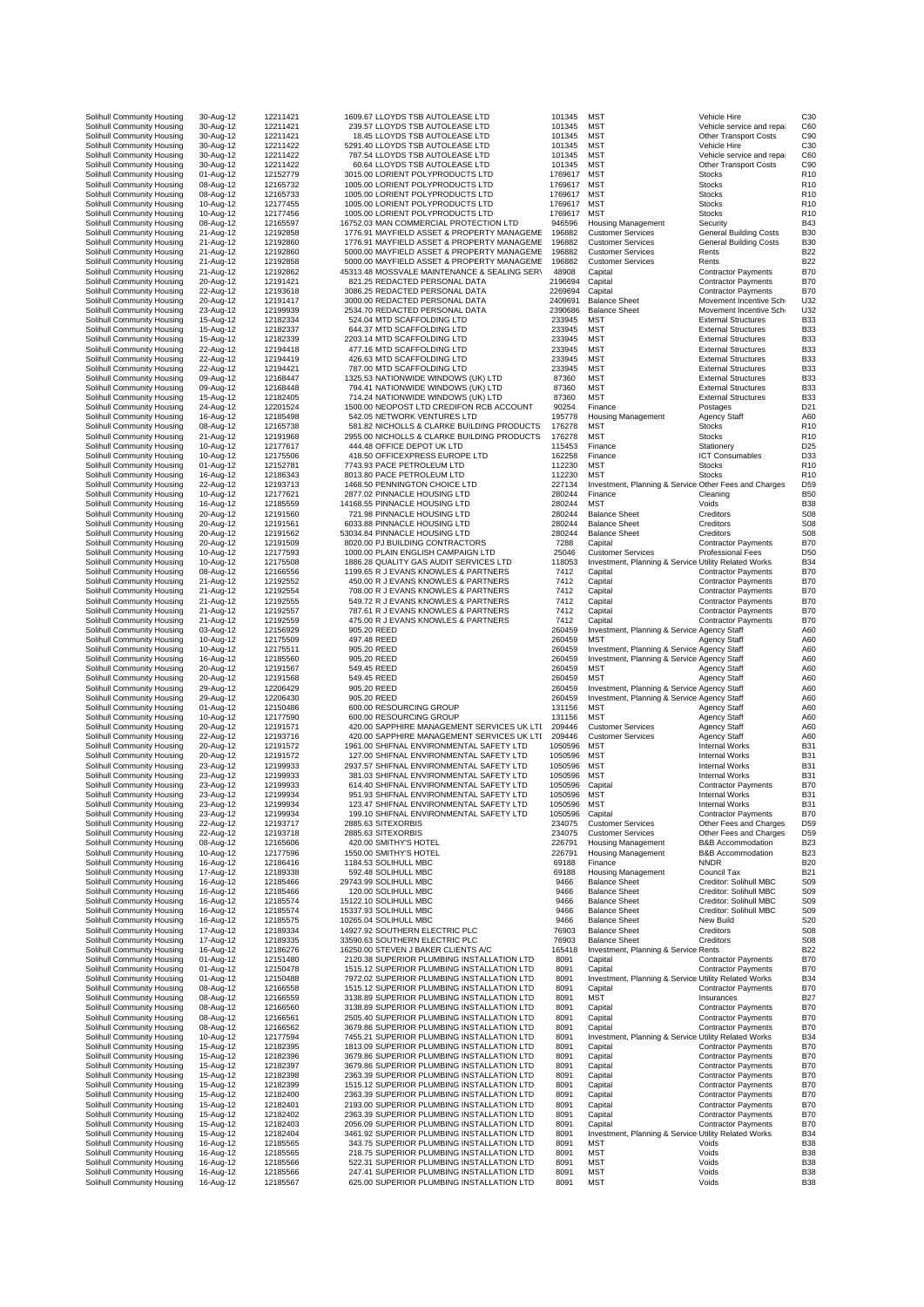| | | | | | | | | |
|---|---|---|---|---|---|---|---|---|
| Solihull Community Housing | 30-Aug-12 | 12211421 | 1609.67 | LLOYDS TSB AUTOLEASE LTD | 101345 | MST | Vehicle Hire | C30 |
| Solihull Community Housing | 30-Aug-12 | 12211421 | 239.57 | LLOYDS TSB AUTOLEASE LTD | 101345 | MST | Vehicle service and repai | C60 |
| Solihull Community Housing | 30-Aug-12 | 12211421 | 18.45 | LLOYDS TSB AUTOLEASE LTD | 101345 | MST | Other Transport Costs | C90 |
| Solihull Community Housing | 30-Aug-12 | 12211422 | 5291.40 | LLOYDS TSB AUTOLEASE LTD | 101345 | MST | Vehicle Hire | C30 |
| Solihull Community Housing | 30-Aug-12 | 12211422 | 787.54 | LLOYDS TSB AUTOLEASE LTD | 101345 | MST | Vehicle service and repai | C60 |
| Solihull Community Housing | 30-Aug-12 | 12211422 | 60.64 | LLOYDS TSB AUTOLEASE LTD | 101345 | MST | Other Transport Costs | C90 |
| Solihull Community Housing | 01-Aug-12 | 12152779 | 3015.00 | LORIENT POLYPRODUCTS LTD | 1769617 | MST | Stocks | R10 |
| Solihull Community Housing | 08-Aug-12 | 12165732 | 1005.00 | LORIENT POLYPRODUCTS LTD | 1769617 | MST | Stocks | R10 |
| Solihull Community Housing | 08-Aug-12 | 12165733 | 1005.00 | LORIENT POLYPRODUCTS LTD | 1769617 | MST | Stocks | R10 |
| Solihull Community Housing | 10-Aug-12 | 12177455 | 1005.00 | LORIENT POLYPRODUCTS LTD | 1769617 | MST | Stocks | R10 |
| Solihull Community Housing | 10-Aug-12 | 12177456 | 1005.00 | LORIENT POLYPRODUCTS LTD | 1769617 | MST | Stocks | R10 |
| Solihull Community Housing | 08-Aug-12 | 12165597 | 16752.03 | MAN COMMERCIAL PROTECTION LTD | 946596 | Housing Management | Security | B43 |
| Solihull Community Housing | 21-Aug-12 | 12192858 | 1776.91 | MAYFIELD ASSET & PROPERTY MANAGEME | 196882 | Customer Services | General Building Costs | B30 |
| Solihull Community Housing | 21-Aug-12 | 12192860 | 1776.91 | MAYFIELD ASSET & PROPERTY MANAGEME | 196882 | Customer Services | General Building Costs | B30 |
| Solihull Community Housing | 21-Aug-12 | 12192860 | 5000.00 | MAYFIELD ASSET & PROPERTY MANAGEME | 196882 | Customer Services | Rents | B22 |
| Solihull Community Housing | 21-Aug-12 | 12192858 | 5000.00 | MAYFIELD ASSET & PROPERTY MANAGEME | 196882 | Customer Services | Rents | B22 |
| Solihull Community Housing | 21-Aug-12 | 12192862 | 45313.48 | MOSSVALE MAINTENANCE & SEALING SERV | 48908 | Capital | Contractor Payments | B70 |
| Solihull Community Housing | 20-Aug-12 | 12191421 | 821.25 | REDACTED PERSONAL DATA | 2196694 | Capital | Contractor Payments | B70 |
| Solihull Community Housing | 22-Aug-12 | 12193618 | 3086.25 | REDACTED PERSONAL DATA | 2269694 | Capital | Contractor Payments | B70 |
| Solihull Community Housing | 20-Aug-12 | 12191417 | 3000.00 | REDACTED PERSONAL DATA | 2409691 | Balance Sheet | Movement Incentive Sch | U32 |
| Solihull Community Housing | 23-Aug-12 | 12199939 | 2534.70 | REDACTED PERSONAL DATA | 2390686 | Balance Sheet | Movement Incentive Sch | U32 |
| Solihull Community Housing | 15-Aug-12 | 12182334 | 524.04 | MTD SCAFFOLDING LTD | 233945 | MST | External Structures | B33 |
| Solihull Community Housing | 15-Aug-12 | 12182337 | 644.37 | MTD SCAFFOLDING LTD | 233945 | MST | External Structures | B33 |
| Solihull Community Housing | 15-Aug-12 | 12182339 | 2203.14 | MTD SCAFFOLDING LTD | 233945 | MST | External Structures | B33 |
| Solihull Community Housing | 22-Aug-12 | 12194418 | 477.16 | MTD SCAFFOLDING LTD | 233945 | MST | External Structures | B33 |
| Solihull Community Housing | 22-Aug-12 | 12194419 | 426.63 | MTD SCAFFOLDING LTD | 233945 | MST | External Structures | B33 |
| Solihull Community Housing | 22-Aug-12 | 12194421 | 787.00 | MTD SCAFFOLDING LTD | 233945 | MST | External Structures | B33 |
| Solihull Community Housing | 09-Aug-12 | 12168447 | 1325.53 | NATIONWIDE WINDOWS (UK) LTD | 87360 | MST | External Structures | B33 |
| Solihull Community Housing | 09-Aug-12 | 12168448 | 794.41 | NATIONWIDE WINDOWS (UK) LTD | 87360 | MST | External Structures | B33 |
| Solihull Community Housing | 15-Aug-12 | 12182405 | 714.24 | NATIONWIDE WINDOWS (UK) LTD | 87360 | MST | External Structures | B33 |
| Solihull Community Housing | 24-Aug-12 | 12201524 | 1500.00 | NEOPOST LTD CREDIFON RCB ACCOUNT | 90254 | Finance | Postages | D21 |
| Solihull Community Housing | 16-Aug-12 | 12185498 | 542.05 | NETWORK VENTURES LTD | 195778 | Housing Management | Agency Staff | A60 |
| Solihull Community Housing | 08-Aug-12 | 12165738 | 581.82 | NICHOLLS & CLARKE BUILDING PRODUCTS | 176278 | MST | Stocks | R10 |
| Solihull Community Housing | 21-Aug-12 | 12191968 | 2955.00 | NICHOLLS & CLARKE BUILDING PRODUCTS | 176278 | MST | Stocks | R10 |
| Solihull Community Housing | 10-Aug-12 | 12177617 | 444.48 | OFFICE DEPOT UK LTD | 115453 | Finance | Stationery | D25 |
| Solihull Community Housing | 10-Aug-12 | 12175506 | 418.50 | OFFICEXPRESS EUROPE LTD | 162258 | Finance | ICT Consumables | D33 |
| Solihull Community Housing | 01-Aug-12 | 12152781 | 7743.93 | PACE PETROLEUM LTD | 112230 | MST | Stocks | R10 |
| Solihull Community Housing | 16-Aug-12 | 12186343 | 8013.80 | PACE PETROLEUM LTD | 112230 | MST | Stocks | R10 |
| Solihull Community Housing | 22-Aug-12 | 12193713 | 1468.50 | PENNINGTON CHOICE LTD | 227134 | Investment, Planning & Service | Other Fees and Charges | D59 |
| Solihull Community Housing | 10-Aug-12 | 12177621 | 2877.02 | PINNACLE HOUSING LTD | 280244 | Finance | Cleaning | B50 |
| Solihull Community Housing | 16-Aug-12 | 12185559 | 14168.55 | PINNACLE HOUSING LTD | 280244 | MST | Voids | B38 |
| Solihull Community Housing | 20-Aug-12 | 12191560 | 721.98 | PINNACLE HOUSING LTD | 280244 | Balance Sheet | Creditors | S08 |
| Solihull Community Housing | 20-Aug-12 | 12191561 | 6033.88 | PINNACLE HOUSING LTD | 280244 | Balance Sheet | Creditors | S08 |
| Solihull Community Housing | 20-Aug-12 | 12191562 | 53034.84 | PINNACLE HOUSING LTD | 280244 | Balance Sheet | Creditors | S08 |
| Solihull Community Housing | 20-Aug-12 | 12191509 | 8020.00 | PJ BUILDING CONTRACTORS | 7288 | Capital | Contractor Payments | B70 |
| Solihull Community Housing | 10-Aug-12 | 12177593 | 1000.00 | PLAIN ENGLISH CAMPAIGN LTD | 25046 | Customer Services | Professional Fees | D50 |
| Solihull Community Housing | 10-Aug-12 | 12175508 | 1886.28 | QUALITY GAS AUDIT SERVICES LTD | 118053 | Investment, Planning & Service | Utility Related Works | B34 |
| Solihull Community Housing | 08-Aug-12 | 12166556 | 1199.65 | R J EVANS KNOWLES & PARTNERS | 7412 | Capital | Contractor Payments | B70 |
| Solihull Community Housing | 21-Aug-12 | 12192552 | 450.00 | R J EVANS KNOWLES & PARTNERS | 7412 | Capital | Contractor Payments | B70 |
| Solihull Community Housing | 21-Aug-12 | 12192554 | 708.00 | R J EVANS KNOWLES & PARTNERS | 7412 | Capital | Contractor Payments | B70 |
| Solihull Community Housing | 21-Aug-12 | 12192555 | 549.72 | R J EVANS KNOWLES & PARTNERS | 7412 | Capital | Contractor Payments | B70 |
| Solihull Community Housing | 21-Aug-12 | 12192557 | 787.61 | R J EVANS KNOWLES & PARTNERS | 7412 | Capital | Contractor Payments | B70 |
| Solihull Community Housing | 21-Aug-12 | 12192559 | 475.00 | R J EVANS KNOWLES & PARTNERS | 7412 | Capital | Contractor Payments | B70 |
| Solihull Community Housing | 03-Aug-12 | 12156929 | 905.20 | REED | 260459 | Investment, Planning & Service | Agency Staff | A60 |
| Solihull Community Housing | 10-Aug-12 | 12175509 | 497.48 | REED | 260459 | MST | Agency Staff | A60 |
| Solihull Community Housing | 10-Aug-12 | 12175511 | 905.20 | REED | 260459 | Investment, Planning & Service | Agency Staff | A60 |
| Solihull Community Housing | 16-Aug-12 | 12185560 | 905.20 | REED | 260459 | Investment, Planning & Service | Agency Staff | A60 |
| Solihull Community Housing | 20-Aug-12 | 12191567 | 549.45 | REED | 260459 | MST | Agency Staff | A60 |
| Solihull Community Housing | 20-Aug-12 | 12191568 | 549.45 | REED | 260459 | MST | Agency Staff | A60 |
| Solihull Community Housing | 29-Aug-12 | 12206429 | 905.20 | REED | 260459 | Investment, Planning & Service | Agency Staff | A60 |
| Solihull Community Housing | 29-Aug-12 | 12206430 | 905.20 | REED | 260459 | Investment, Planning & Service | Agency Staff | A60 |
| Solihull Community Housing | 01-Aug-12 | 12150486 | 600.00 | RESOURCING GROUP | 131156 | MST | Agency Staff | A60 |
| Solihull Community Housing | 10-Aug-12 | 12177590 | 600.00 | RESOURCING GROUP | 131156 | MST | Agency Staff | A60 |
| Solihull Community Housing | 20-Aug-12 | 12191571 | 420.00 | SAPPHIRE MANAGEMENT SERVICES UK LTI | 209446 | Customer Services | Agency Staff | A60 |
| Solihull Community Housing | 22-Aug-12 | 12193716 | 420.00 | SAPPHIRE MANAGEMENT SERVICES UK LTI | 209446 | Customer Services | Agency Staff | A60 |
| Solihull Community Housing | 20-Aug-12 | 12191572 | 1961.00 | SHIFNAL ENVIRONMENTAL SAFETY LTD | 1050596 | MST | Internal Works | B31 |
| Solihull Community Housing | 20-Aug-12 | 12191572 | 127.00 | SHIFNAL ENVIRONMENTAL SAFETY LTD | 1050596 | MST | Internal Works | B31 |
| Solihull Community Housing | 23-Aug-12 | 12199933 | 2937.57 | SHIFNAL ENVIRONMENTAL SAFETY LTD | 1050596 | MST | Internal Works | B31 |
| Solihull Community Housing | 23-Aug-12 | 12199933 | 381.03 | SHIFNAL ENVIRONMENTAL SAFETY LTD | 1050596 | MST | Internal Works | B31 |
| Solihull Community Housing | 23-Aug-12 | 12199933 | 614.40 | SHIFNAL ENVIRONMENTAL SAFETY LTD | 1050596 | Capital | Contractor Payments | B70 |
| Solihull Community Housing | 23-Aug-12 | 12199934 | 951.93 | SHIFNAL ENVIRONMENTAL SAFETY LTD | 1050596 | MST | Internal Works | B31 |
| Solihull Community Housing | 23-Aug-12 | 12199934 | 123.47 | SHIFNAL ENVIRONMENTAL SAFETY LTD | 1050596 | MST | Internal Works | B31 |
| Solihull Community Housing | 23-Aug-12 | 12199934 | 199.10 | SHIFNAL ENVIRONMENTAL SAFETY LTD | 1050596 | Capital | Contractor Payments | B70 |
| Solihull Community Housing | 22-Aug-12 | 12193717 | 2885.63 | SITEXORBIS | 234075 | Customer Services | Other Fees and Charges | D59 |
| Solihull Community Housing | 22-Aug-12 | 12193718 | 2885.63 | SITEXORBIS | 234075 | Customer Services | Other Fees and Charges | D59 |
| Solihull Community Housing | 08-Aug-12 | 12165606 | 420.00 | SMITHY'S HOTEL | 226791 | Housing Management | B&B Accommodation | B23 |
| Solihull Community Housing | 10-Aug-12 | 12177596 | 1550.00 | SMITHY'S HOTEL | 226791 | Housing Management | B&B Accommodation | B23 |
| Solihull Community Housing | 16-Aug-12 | 12186416 | 1184.53 | SOLIHULL MBC | 69188 | Finance | NNDR | B20 |
| Solihull Community Housing | 17-Aug-12 | 12189338 | 592.48 | SOLIHULL MBC | 69188 | Housing Management | Council Tax | B21 |
| Solihull Community Housing | 16-Aug-12 | 12185466 | 29743.99 | SOLIHULL MBC | 9466 | Balance Sheet | Creditor: Solihull MBC | S09 |
| Solihull Community Housing | 16-Aug-12 | 12185466 | 120.00 | SOLIHULL MBC | 9466 | Balance Sheet | Creditor: Solihull MBC | S09 |
| Solihull Community Housing | 16-Aug-12 | 12185574 | 15122.10 | SOLIHULL MBC | 9466 | Balance Sheet | Creditor: Solihull MBC | S09 |
| Solihull Community Housing | 16-Aug-12 | 12185574 | 15337.93 | SOLIHULL MBC | 9466 | Balance Sheet | Creditor: Solihull MBC | S09 |
| Solihull Community Housing | 16-Aug-12 | 12185575 | 10265.04 | SOLIHULL MBC | 9466 | Balance Sheet | New Build | S20 |
| Solihull Community Housing | 17-Aug-12 | 12189334 | 14927.92 | SOUTHERN ELECTRIC PLC | 76903 | Balance Sheet | Creditors | S08 |
| Solihull Community Housing | 17-Aug-12 | 12189335 | 33590.63 | SOUTHERN ELECTRIC PLC | 76903 | Balance Sheet | Creditors | S08 |
| Solihull Community Housing | 16-Aug-12 | 12186276 | 16250.00 | STEVEN J BAKER CLIENTS A/C | 165418 | Investment, Planning & Service | Rents | B22 |
| Solihull Community Housing | 01-Aug-12 | 12151480 | 2120.38 | SUPERIOR PLUMBING INSTALLATION LTD | 8091 | Capital | Contractor Payments | B70 |
| Solihull Community Housing | 01-Aug-12 | 12150478 | 1515.12 | SUPERIOR PLUMBING INSTALLATION LTD | 8091 | Capital | Contractor Payments | B70 |
| Solihull Community Housing | 01-Aug-12 | 12150488 | 7972.02 | SUPERIOR PLUMBING INSTALLATION LTD | 8091 | Investment, Planning & Service | Utility Related Works | B34 |
| Solihull Community Housing | 08-Aug-12 | 12166558 | 1515.12 | SUPERIOR PLUMBING INSTALLATION LTD | 8091 | Capital | Contractor Payments | B70 |
| Solihull Community Housing | 08-Aug-12 | 12166559 | 3138.89 | SUPERIOR PLUMBING INSTALLATION LTD | 8091 | MST | Insurances | B27 |
| Solihull Community Housing | 08-Aug-12 | 12166560 | 3138.89 | SUPERIOR PLUMBING INSTALLATION LTD | 8091 | Capital | Contractor Payments | B70 |
| Solihull Community Housing | 08-Aug-12 | 12166561 | 2505.40 | SUPERIOR PLUMBING INSTALLATION LTD | 8091 | Capital | Contractor Payments | B70 |
| Solihull Community Housing | 08-Aug-12 | 12166562 | 3679.86 | SUPERIOR PLUMBING INSTALLATION LTD | 8091 | Capital | Contractor Payments | B70 |
| Solihull Community Housing | 10-Aug-12 | 12177594 | 7455.21 | SUPERIOR PLUMBING INSTALLATION LTD | 8091 | Investment, Planning & Service | Utility Related Works | B34 |
| Solihull Community Housing | 15-Aug-12 | 12182395 | 1813.09 | SUPERIOR PLUMBING INSTALLATION LTD | 8091 | Capital | Contractor Payments | B70 |
| Solihull Community Housing | 15-Aug-12 | 12182396 | 3679.86 | SUPERIOR PLUMBING INSTALLATION LTD | 8091 | Capital | Contractor Payments | B70 |
| Solihull Community Housing | 15-Aug-12 | 12182397 | 3679.86 | SUPERIOR PLUMBING INSTALLATION LTD | 8091 | Capital | Contractor Payments | B70 |
| Solihull Community Housing | 15-Aug-12 | 12182398 | 2363.39 | SUPERIOR PLUMBING INSTALLATION LTD | 8091 | Capital | Contractor Payments | B70 |
| Solihull Community Housing | 15-Aug-12 | 12182399 | 1515.12 | SUPERIOR PLUMBING INSTALLATION LTD | 8091 | Capital | Contractor Payments | B70 |
| Solihull Community Housing | 15-Aug-12 | 12182400 | 2363.39 | SUPERIOR PLUMBING INSTALLATION LTD | 8091 | Capital | Contractor Payments | B70 |
| Solihull Community Housing | 15-Aug-12 | 12182401 | 2193.00 | SUPERIOR PLUMBING INSTALLATION LTD | 8091 | Capital | Contractor Payments | B70 |
| Solihull Community Housing | 15-Aug-12 | 12182402 | 2363.39 | SUPERIOR PLUMBING INSTALLATION LTD | 8091 | Capital | Contractor Payments | B70 |
| Solihull Community Housing | 15-Aug-12 | 12182403 | 2056.09 | SUPERIOR PLUMBING INSTALLATION LTD | 8091 | Capital | Contractor Payments | B70 |
| Solihull Community Housing | 15-Aug-12 | 12182404 | 3461.92 | SUPERIOR PLUMBING INSTALLATION LTD | 8091 | Investment, Planning & Service | Utility Related Works | B34 |
| Solihull Community Housing | 16-Aug-12 | 12185565 | 343.75 | SUPERIOR PLUMBING INSTALLATION LTD | 8091 | MST | Voids | B38 |
| Solihull Community Housing | 16-Aug-12 | 12185565 | 218.75 | SUPERIOR PLUMBING INSTALLATION LTD | 8091 | MST | Voids | B38 |
| Solihull Community Housing | 16-Aug-12 | 12185566 | 522.31 | SUPERIOR PLUMBING INSTALLATION LTD | 8091 | MST | Voids | B38 |
| Solihull Community Housing | 16-Aug-12 | 12185566 | 247.41 | SUPERIOR PLUMBING INSTALLATION LTD | 8091 | MST | Voids | B38 |
| Solihull Community Housing | 16-Aug-12 | 12185567 | 625.00 | SUPERIOR PLUMBING INSTALLATION LTD | 8091 | MST | Voids | B38 |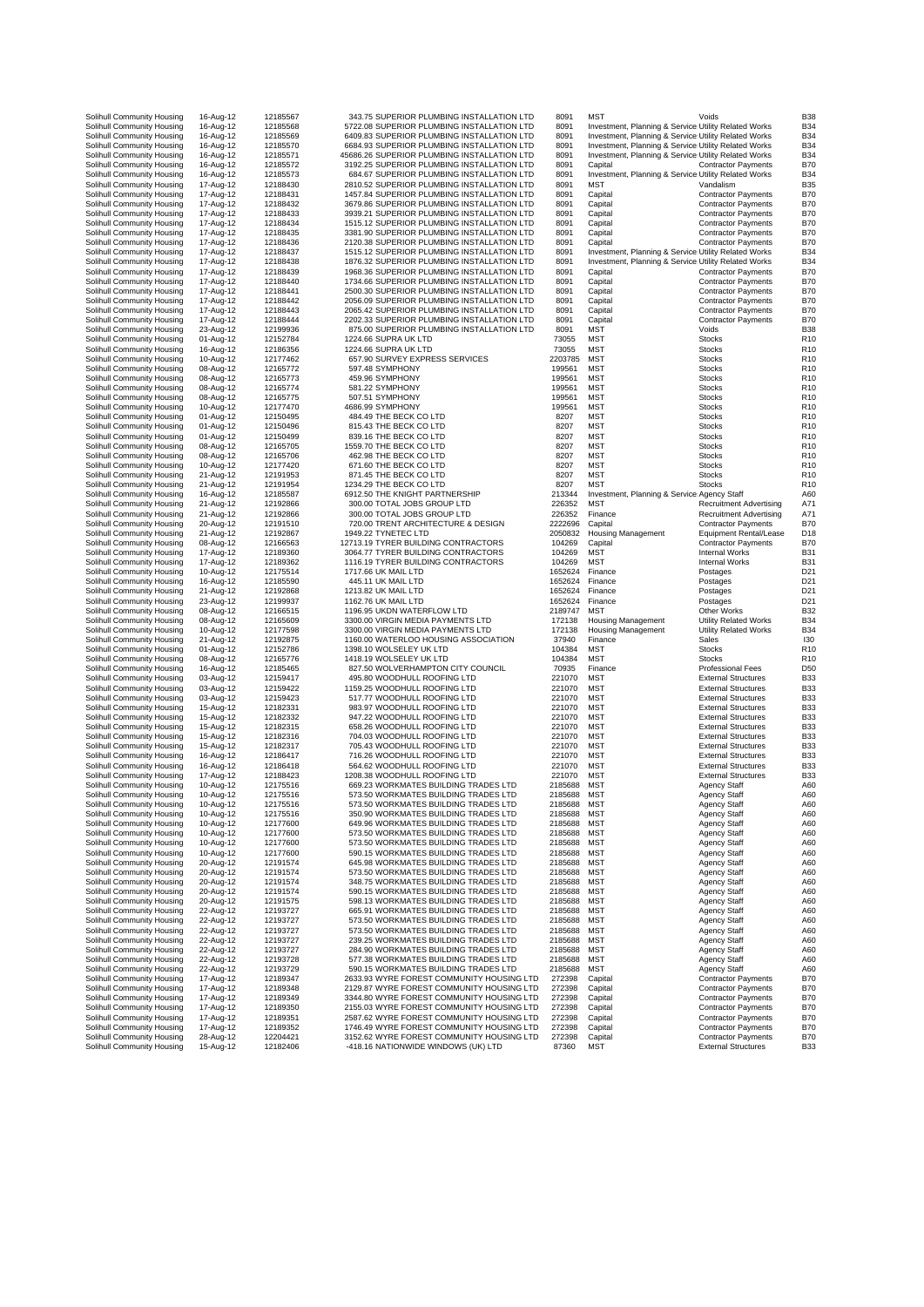| | | | | | | | | |
|---|---|---|---|---|---|---|---|---|
| Solihull Community Housing | 16-Aug-12 | 12185567 | 343.75 | SUPERIOR PLUMBING INSTALLATION LTD | 8091 | MST | Voids | B38 |
| Solihull Community Housing | 16-Aug-12 | 12185568 | 5722.08 | SUPERIOR PLUMBING INSTALLATION LTD | 8091 | Investment, Planning & Service | Utility Related Works | B34 |
| Solihull Community Housing | 16-Aug-12 | 12185569 | 6409.83 | SUPERIOR PLUMBING INSTALLATION LTD | 8091 | Investment, Planning & Service | Utility Related Works | B34 |
| Solihull Community Housing | 16-Aug-12 | 12185570 | 6684.93 | SUPERIOR PLUMBING INSTALLATION LTD | 8091 | Investment, Planning & Service | Utility Related Works | B34 |
| Solihull Community Housing | 16-Aug-12 | 12185571 | 45686.26 | SUPERIOR PLUMBING INSTALLATION LTD | 8091 | Investment, Planning & Service | Utility Related Works | B34 |
| Solihull Community Housing | 16-Aug-12 | 12185572 | 3192.25 | SUPERIOR PLUMBING INSTALLATION LTD | 8091 | Capital | Contractor Payments | B70 |
| Solihull Community Housing | 16-Aug-12 | 12185573 | 684.67 | SUPERIOR PLUMBING INSTALLATION LTD | 8091 | Investment, Planning & Service | Utility Related Works | B34 |
| Solihull Community Housing | 17-Aug-12 | 12188430 | 2810.52 | SUPERIOR PLUMBING INSTALLATION LTD | 8091 | MST | Vandalism | B35 |
| Solihull Community Housing | 17-Aug-12 | 12188431 | 1457.84 | SUPERIOR PLUMBING INSTALLATION LTD | 8091 | Capital | Contractor Payments | B70 |
| Solihull Community Housing | 17-Aug-12 | 12188432 | 3679.86 | SUPERIOR PLUMBING INSTALLATION LTD | 8091 | Capital | Contractor Payments | B70 |
| Solihull Community Housing | 17-Aug-12 | 12188433 | 3939.21 | SUPERIOR PLUMBING INSTALLATION LTD | 8091 | Capital | Contractor Payments | B70 |
| Solihull Community Housing | 17-Aug-12 | 12188434 | 1515.12 | SUPERIOR PLUMBING INSTALLATION LTD | 8091 | Capital | Contractor Payments | B70 |
| Solihull Community Housing | 17-Aug-12 | 12188435 | 3381.90 | SUPERIOR PLUMBING INSTALLATION LTD | 8091 | Capital | Contractor Payments | B70 |
| Solihull Community Housing | 17-Aug-12 | 12188436 | 2120.38 | SUPERIOR PLUMBING INSTALLATION LTD | 8091 | Capital | Contractor Payments | B70 |
| Solihull Community Housing | 17-Aug-12 | 12188437 | 1515.12 | SUPERIOR PLUMBING INSTALLATION LTD | 8091 | Investment, Planning & Service | Utility Related Works | B34 |
| Solihull Community Housing | 17-Aug-12 | 12188438 | 1876.32 | SUPERIOR PLUMBING INSTALLATION LTD | 8091 | Investment, Planning & Service | Utility Related Works | B34 |
| Solihull Community Housing | 17-Aug-12 | 12188439 | 1968.36 | SUPERIOR PLUMBING INSTALLATION LTD | 8091 | Capital | Contractor Payments | B70 |
| Solihull Community Housing | 17-Aug-12 | 12188440 | 1734.66 | SUPERIOR PLUMBING INSTALLATION LTD | 8091 | Capital | Contractor Payments | B70 |
| Solihull Community Housing | 17-Aug-12 | 12188441 | 2500.30 | SUPERIOR PLUMBING INSTALLATION LTD | 8091 | Capital | Contractor Payments | B70 |
| Solihull Community Housing | 17-Aug-12 | 12188442 | 2056.09 | SUPERIOR PLUMBING INSTALLATION LTD | 8091 | Capital | Contractor Payments | B70 |
| Solihull Community Housing | 17-Aug-12 | 12188443 | 2065.42 | SUPERIOR PLUMBING INSTALLATION LTD | 8091 | Capital | Contractor Payments | B70 |
| Solihull Community Housing | 17-Aug-12 | 12188444 | 2202.33 | SUPERIOR PLUMBING INSTALLATION LTD | 8091 | Capital | Contractor Payments | B70 |
| Solihull Community Housing | 23-Aug-12 | 12199936 | 875.00 | SUPERIOR PLUMBING INSTALLATION LTD | 8091 | MST | Voids | B38 |
| Solihull Community Housing | 01-Aug-12 | 12152784 | 1224.66 | SUPRA UK LTD | 73055 | MST | Stocks | R10 |
| Solihull Community Housing | 16-Aug-12 | 12186356 | 1224.66 | SUPRA UK LTD | 73055 | MST | Stocks | R10 |
| Solihull Community Housing | 10-Aug-12 | 12177462 | 657.90 | SURVEY EXPRESS SERVICES | 2203785 | MST | Stocks | R10 |
| Solihull Community Housing | 08-Aug-12 | 12165772 | 597.48 | SYMPHONY | 199561 | MST | Stocks | R10 |
| Solihull Community Housing | 08-Aug-12 | 12165773 | 459.96 | SYMPHONY | 199561 | MST | Stocks | R10 |
| Solihull Community Housing | 08-Aug-12 | 12165774 | 581.22 | SYMPHONY | 199561 | MST | Stocks | R10 |
| Solihull Community Housing | 08-Aug-12 | 12165775 | 507.51 | SYMPHONY | 199561 | MST | Stocks | R10 |
| Solihull Community Housing | 10-Aug-12 | 12177470 | 4686.99 | SYMPHONY | 199561 | MST | Stocks | R10 |
| Solihull Community Housing | 01-Aug-12 | 12150495 | 484.49 | THE BECK CO LTD | 8207 | MST | Stocks | R10 |
| Solihull Community Housing | 01-Aug-12 | 12150496 | 815.43 | THE BECK CO LTD | 8207 | MST | Stocks | R10 |
| Solihull Community Housing | 01-Aug-12 | 12150499 | 839.16 | THE BECK CO LTD | 8207 | MST | Stocks | R10 |
| Solihull Community Housing | 08-Aug-12 | 12165705 | 1559.70 | THE BECK CO LTD | 8207 | MST | Stocks | R10 |
| Solihull Community Housing | 08-Aug-12 | 12165706 | 462.98 | THE BECK CO LTD | 8207 | MST | Stocks | R10 |
| Solihull Community Housing | 10-Aug-12 | 12177420 | 671.60 | THE BECK CO LTD | 8207 | MST | Stocks | R10 |
| Solihull Community Housing | 21-Aug-12 | 12191953 | 871.45 | THE BECK CO LTD | 8207 | MST | Stocks | R10 |
| Solihull Community Housing | 21-Aug-12 | 12191954 | 1234.29 | THE BECK CO LTD | 8207 | MST | Stocks | R10 |
| Solihull Community Housing | 16-Aug-12 | 12185587 | 6912.50 | THE KNIGHT PARTNERSHIP | 213344 | Investment, Planning & Service | Agency Staff | A60 |
| Solihull Community Housing | 21-Aug-12 | 12192866 | 300.00 | TOTAL JOBS GROUP LTD | 226352 | MST | Recruitment Advertising | A71 |
| Solihull Community Housing | 21-Aug-12 | 12192866 | 300.00 | TOTAL JOBS GROUP LTD | 226352 | Finance | Recruitment Advertising | A71 |
| Solihull Community Housing | 20-Aug-12 | 12191510 | 720.00 | TRENT ARCHITECTURE & DESIGN | 2222696 | Capital | Contractor Payments | B70 |
| Solihull Community Housing | 21-Aug-12 | 12192867 | 1949.22 | TYNETEC LTD | 2050832 | Housing Management | Equipment Rental/Lease | D18 |
| Solihull Community Housing | 08-Aug-12 | 12166563 | 12713.19 | TYRER BUILDING CONTRACTORS | 104269 | Capital | Contractor Payments | B70 |
| Solihull Community Housing | 17-Aug-12 | 12189360 | 3064.77 | TYRER BUILDING CONTRACTORS | 104269 | MST | Internal Works | B31 |
| Solihull Community Housing | 17-Aug-12 | 12189362 | 1116.19 | TYRER BUILDING CONTRACTORS | 104269 | MST | Internal Works | B31 |
| Solihull Community Housing | 10-Aug-12 | 12177514 | 1717.66 | UK MAIL LTD | 1652624 | Finance | Postages | D21 |
| Solihull Community Housing | 16-Aug-12 | 12185590 | 445.11 | UK MAIL LTD | 1652624 | Finance | Postages | D21 |
| Solihull Community Housing | 21-Aug-12 | 12192868 | 1213.82 | UK MAIL LTD | 1652624 | Finance | Postages | D21 |
| Solihull Community Housing | 23-Aug-12 | 12199937 | 1162.76 | UK MAIL LTD | 1652624 | Finance | Postages | D21 |
| Solihull Community Housing | 08-Aug-12 | 12166515 | 1196.95 | UKDN WATERFLOW LTD | 2189747 | MST | Other Works | B32 |
| Solihull Community Housing | 08-Aug-12 | 12165609 | 3300.00 | VIRGIN MEDIA PAYMENTS LTD | 172138 | Housing Management | Utility Related Works | B34 |
| Solihull Community Housing | 10-Aug-12 | 12177598 | 3300.00 | VIRGIN MEDIA PAYMENTS LTD | 172138 | Housing Management | Utility Related Works | B34 |
| Solihull Community Housing | 21-Aug-12 | 12192875 | 1160.00 | WATERLOO HOUSING ASSOCIATION | 37940 | Finance | Sales | I30 |
| Solihull Community Housing | 01-Aug-12 | 12152786 | 1398.10 | WOLSELEY UK LTD | 104384 | MST | Stocks | R10 |
| Solihull Community Housing | 08-Aug-12 | 12165776 | 1418.19 | WOLSELEY UK LTD | 104384 | MST | Stocks | R10 |
| Solihull Community Housing | 16-Aug-12 | 12185465 | 827.50 | WOLVERHAMPTON CITY COUNCIL | 70935 | Finance | Professional Fees | D50 |
| Solihull Community Housing | 03-Aug-12 | 12159417 | 495.80 | WOODHULL ROOFING LTD | 221070 | MST | External Structures | B33 |
| Solihull Community Housing | 03-Aug-12 | 12159422 | 1159.25 | WOODHULL ROOFING LTD | 221070 | MST | External Structures | B33 |
| Solihull Community Housing | 03-Aug-12 | 12159423 | 517.77 | WOODHULL ROOFING LTD | 221070 | MST | External Structures | B33 |
| Solihull Community Housing | 15-Aug-12 | 12182331 | 983.97 | WOODHULL ROOFING LTD | 221070 | MST | External Structures | B33 |
| Solihull Community Housing | 15-Aug-12 | 12182332 | 947.22 | WOODHULL ROOFING LTD | 221070 | MST | External Structures | B33 |
| Solihull Community Housing | 15-Aug-12 | 12182315 | 658.26 | WOODHULL ROOFING LTD | 221070 | MST | External Structures | B33 |
| Solihull Community Housing | 15-Aug-12 | 12182316 | 704.03 | WOODHULL ROOFING LTD | 221070 | MST | External Structures | B33 |
| Solihull Community Housing | 15-Aug-12 | 12182317 | 705.43 | WOODHULL ROOFING LTD | 221070 | MST | External Structures | B33 |
| Solihull Community Housing | 16-Aug-12 | 12186417 | 716.26 | WOODHULL ROOFING LTD | 221070 | MST | External Structures | B33 |
| Solihull Community Housing | 16-Aug-12 | 12186418 | 564.62 | WOODHULL ROOFING LTD | 221070 | MST | External Structures | B33 |
| Solihull Community Housing | 17-Aug-12 | 12188423 | 1208.38 | WOODHULL ROOFING LTD | 221070 | MST | External Structures | B33 |
| Solihull Community Housing | 10-Aug-12 | 12175516 | 669.23 | WORKMATES BUILDING TRADES LTD | 2185688 | MST | Agency Staff | A60 |
| Solihull Community Housing | 10-Aug-12 | 12175516 | 573.50 | WORKMATES BUILDING TRADES LTD | 2185688 | MST | Agency Staff | A60 |
| Solihull Community Housing | 10-Aug-12 | 12175516 | 573.50 | WORKMATES BUILDING TRADES LTD | 2185688 | MST | Agency Staff | A60 |
| Solihull Community Housing | 10-Aug-12 | 12175516 | 350.90 | WORKMATES BUILDING TRADES LTD | 2185688 | MST | Agency Staff | A60 |
| Solihull Community Housing | 10-Aug-12 | 12177600 | 649.96 | WORKMATES BUILDING TRADES LTD | 2185688 | MST | Agency Staff | A60 |
| Solihull Community Housing | 10-Aug-12 | 12177600 | 573.50 | WORKMATES BUILDING TRADES LTD | 2185688 | MST | Agency Staff | A60 |
| Solihull Community Housing | 10-Aug-12 | 12177600 | 573.50 | WORKMATES BUILDING TRADES LTD | 2185688 | MST | Agency Staff | A60 |
| Solihull Community Housing | 10-Aug-12 | 12177600 | 590.15 | WORKMATES BUILDING TRADES LTD | 2185688 | MST | Agency Staff | A60 |
| Solihull Community Housing | 20-Aug-12 | 12191574 | 645.98 | WORKMATES BUILDING TRADES LTD | 2185688 | MST | Agency Staff | A60 |
| Solihull Community Housing | 20-Aug-12 | 12191574 | 573.50 | WORKMATES BUILDING TRADES LTD | 2185688 | MST | Agency Staff | A60 |
| Solihull Community Housing | 20-Aug-12 | 12191574 | 348.75 | WORKMATES BUILDING TRADES LTD | 2185688 | MST | Agency Staff | A60 |
| Solihull Community Housing | 20-Aug-12 | 12191574 | 590.15 | WORKMATES BUILDING TRADES LTD | 2185688 | MST | Agency Staff | A60 |
| Solihull Community Housing | 20-Aug-12 | 12191575 | 598.13 | WORKMATES BUILDING TRADES LTD | 2185688 | MST | Agency Staff | A60 |
| Solihull Community Housing | 22-Aug-12 | 12193727 | 665.91 | WORKMATES BUILDING TRADES LTD | 2185688 | MST | Agency Staff | A60 |
| Solihull Community Housing | 22-Aug-12 | 12193727 | 573.50 | WORKMATES BUILDING TRADES LTD | 2185688 | MST | Agency Staff | A60 |
| Solihull Community Housing | 22-Aug-12 | 12193727 | 573.50 | WORKMATES BUILDING TRADES LTD | 2185688 | MST | Agency Staff | A60 |
| Solihull Community Housing | 22-Aug-12 | 12193727 | 239.25 | WORKMATES BUILDING TRADES LTD | 2185688 | MST | Agency Staff | A60 |
| Solihull Community Housing | 22-Aug-12 | 12193727 | 284.90 | WORKMATES BUILDING TRADES LTD | 2185688 | MST | Agency Staff | A60 |
| Solihull Community Housing | 22-Aug-12 | 12193728 | 577.38 | WORKMATES BUILDING TRADES LTD | 2185688 | MST | Agency Staff | A60 |
| Solihull Community Housing | 22-Aug-12 | 12193729 | 590.15 | WORKMATES BUILDING TRADES LTD | 2185688 | MST | Agency Staff | A60 |
| Solihull Community Housing | 17-Aug-12 | 12189347 | 2633.93 | WYRE FOREST COMMUNITY HOUSING LTD | 272398 | Capital | Contractor Payments | B70 |
| Solihull Community Housing | 17-Aug-12 | 12189348 | 2129.87 | WYRE FOREST COMMUNITY HOUSING LTD | 272398 | Capital | Contractor Payments | B70 |
| Solihull Community Housing | 17-Aug-12 | 12189349 | 3344.80 | WYRE FOREST COMMUNITY HOUSING LTD | 272398 | Capital | Contractor Payments | B70 |
| Solihull Community Housing | 17-Aug-12 | 12189350 | 2155.03 | WYRE FOREST COMMUNITY HOUSING LTD | 272398 | Capital | Contractor Payments | B70 |
| Solihull Community Housing | 17-Aug-12 | 12189351 | 2587.62 | WYRE FOREST COMMUNITY HOUSING LTD | 272398 | Capital | Contractor Payments | B70 |
| Solihull Community Housing | 17-Aug-12 | 12189352 | 1746.49 | WYRE FOREST COMMUNITY HOUSING LTD | 272398 | Capital | Contractor Payments | B70 |
| Solihull Community Housing | 28-Aug-12 | 12204421 | 3152.62 | WYRE FOREST COMMUNITY HOUSING LTD | 272398 | Capital | Contractor Payments | B70 |
| Solihull Community Housing | 15-Aug-12 | 12182406 | -418.16 | NATIONWIDE WINDOWS (UK) LTD | 87360 | MST | External Structures | B33 |